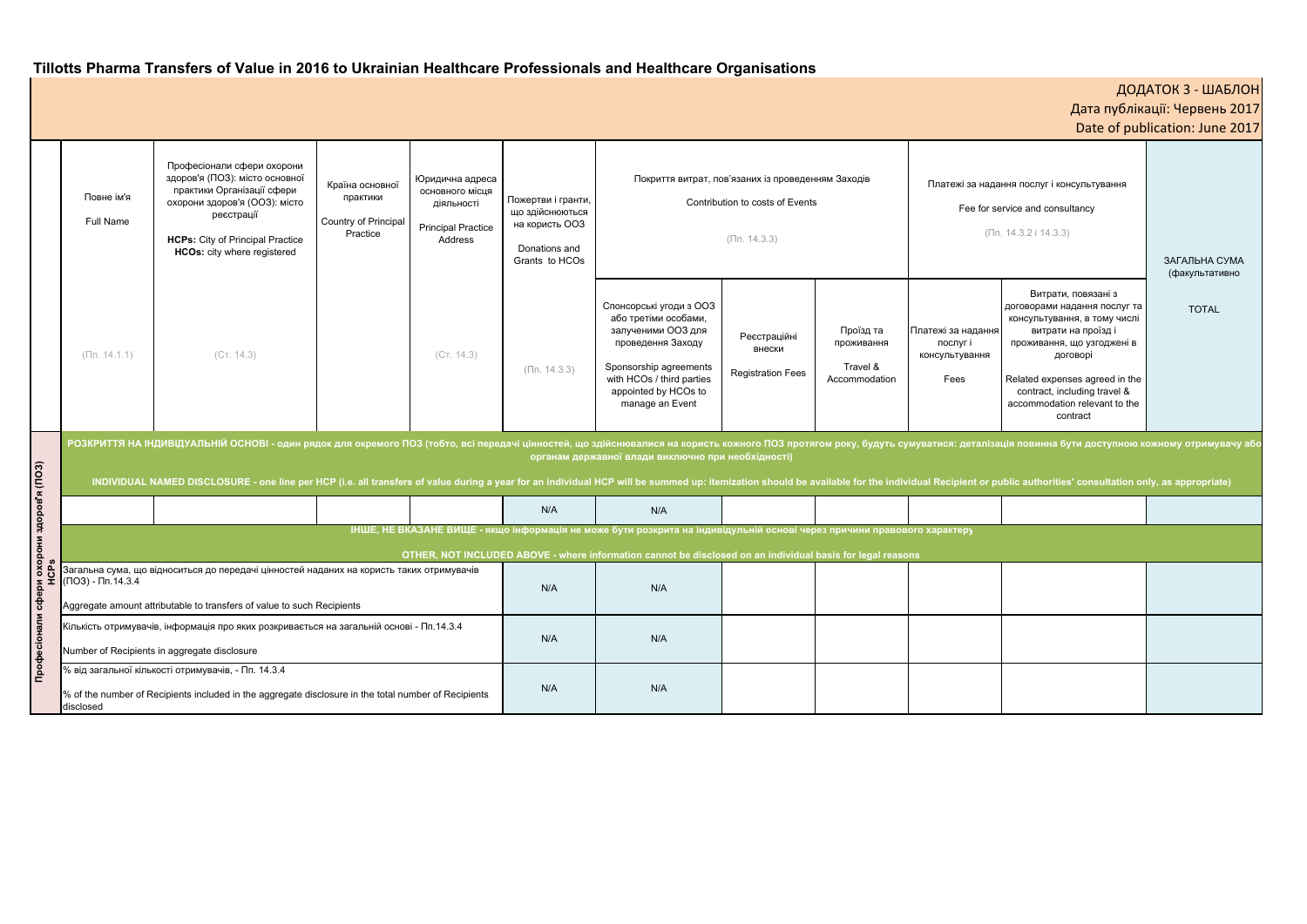# Tillotts Pharma Transfers of Value in 2016 to Ukrainian Healthcare Professionals and Healthcare Organisations

ДОДАТОК 3 - ШАБЛОН
Дата публікації: Червень 2017
Date of publication: June 2017

| | Повне ім'я<br>Full Name | Професіонали сфери охорони здоров'я (ПОЗ): місто основної практики Організації сфери охорони здоров'я (ООЗ): місто реєстрації<br>**HCPs:** City of Principal Practice<br>**HCOs:** city where registered | Країна основної практики<br>Country of Principal Practice | Юридична адреса основного місця діяльності<br>Principal Practice Address | Пожертви і гранти, що здійснюються на користь ООЗ<br>Donations and Grants to HCOs | Покриття витрат, пов'язаних із проведенням Заходів<br>Contribution to costs of Events<br>(Пп. 14.3.3) | | | Платежі за надання послуг і консультування<br>Fee for service and consultancy<br>(Пп. 14.3.2 і 14.3.3) | | ЗАГАЛЬНА СУМА (факультативно)<br>TOTAL |
|---|---|---|---|---|---|---|---|---|---|---|---|
| | (Пп. 14.1.1) | (Ст. 14.3) | | (Ст. 14.3) | (Пп. 14.3.3) | Спонсорські угоди з ООЗ або третіми особами, залученими ООЗ для проведення Заходу<br>Sponsorship agreements with HCOs / third parties appointed by HCOs to manage an Event | Реєстраційні внески<br>Registration Fees | Проїзд та проживання<br>Travel & Accommodation | Платежі за надання послуг і консультування<br>Fees | Витрати, повязані з договорами надання послуг та консультування, в тому числі витрати на проїзд і проживання, що узгоджені в договорі<br>Related expenses agreed in the contract, including travel & accommodation relevant to the contract | |
| **Професіонали сфери охорони здоров'я (ПОЗ) HCPs** | **РОЗКРИТТЯ НА ІНДИВІДУАЛЬНІЙ ОСНОВІ - один рядок для окремого ПОЗ (тобто, всі передачі цінностей, що здійснювалися на користь кожного ПОЗ протягом року, будуть сумуватися: деталізація повинна бути доступною кожному отримувачу або органам державної влади виключно при необхідності)**<br>**INDIVIDUAL NAMED DISCLOSURE - one line per HCP (i.e. all transfers of value during a year for an individual HCP will be summed up: itemization should be available for the individual Recipient or public authorities' consultation only, as appropriate)** | | | | | | | | | | |
| | | | | | N/A | N/A | | | | | |
| | **ІНШЕ, НЕ ВКАЗАНЕ ВИЩЕ - якщо інформація не може бути розкрита на індивідуальній основі через причини правового характеру**<br>**OTHER, NOT INCLUDED ABOVE - where information cannot be disclosed on an individual basis for legal reasons** | | | | | | | | | | |
| | Загальна сума, що відноситься до передачі цінностей наданих на користь таких отримувачів (ПОЗ) - Пп.14.3.4<br>Aggregate amount attributable to transfers of value to such Recipients | | | | N/A | N/A | | | | | |
| | Кількість отримувачів, інформація про яких розкривається на загальній основі - Пп.14.3.4<br>Number of Recipients in aggregate disclosure | | | | N/A | N/A | | | | | |
| | % від загальної кількості отримувачів, - Пп. 14.3.4<br>% of the number of Recipients included in the aggregate disclosure in the total number of Recipients disclosed | | | | N/A | N/A | | | | | |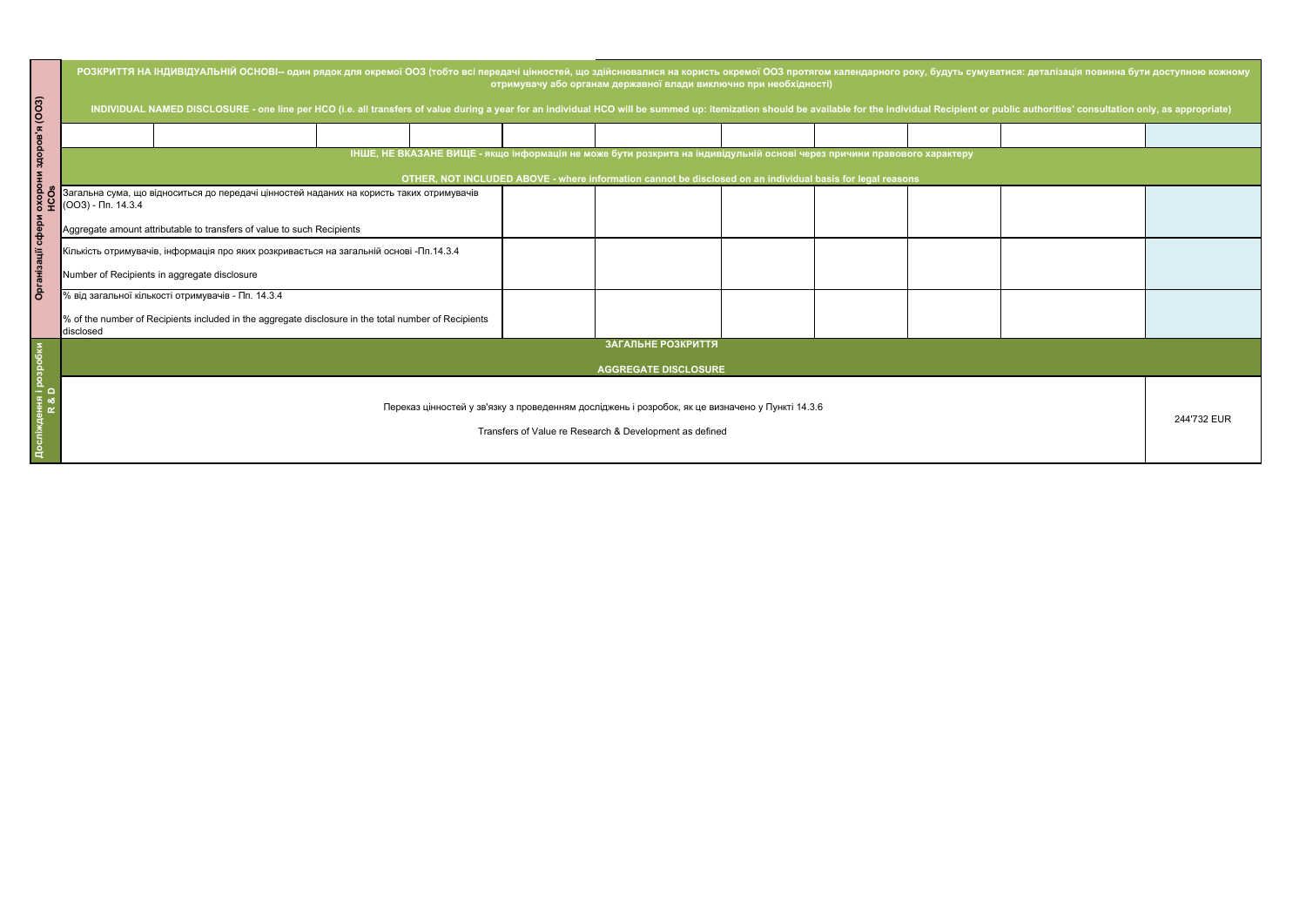| Організації сфери охорони здоров'я (ООЗ) HCOs | | | | | | | | | | | |
|---|---|---|---|---|---|---|---|---|---|---|---|
| | **РОЗКРИТТЯ НА ІНДИВІДУАЛЬНІЙ ОСНОВІ-- один рядок для окремої ООЗ (тобто всі передачі цінностей, що здійснювалися на користь окремої ООЗ протягом календарного року, будуть сумуватися: деталізація повинна бути доступною кожному отримувачу або органам державної влади виключно при необхідності)**<br><br>**INDIVIDUAL NAMED DISCLOSURE - one line per HCO (i.e. all transfers of value during a year for an individual HCO will be summed up: itemization should be available for the individual Recipient or public authorities' consultation only, as appropriate)** | | | | | | | | | | |
| | | | | | | | | | | | |
| | **ІНШЕ, НЕ ВКАЗАНЕ ВИЩЕ - якщо інформація не може бути розкрита на індивідуальній основі через причини правового характеру**<br><br>**OTHER, NOT INCLUDED ABOVE - where information cannot be disclosed on an individual basis for legal reasons** | | | | | | | | | | |
| | Загальна сума, що відноситься до передачі цінностей наданих на користь таких отримувачів (ООЗ) - Пп. 14.3.4<br><br>Aggregate amount attributable to transfers of value to such Recipients | | | | | | | | | | |
| | Кількість отримувачів, інформація про яких розкривається на загальній основі -Пп.14.3.4<br><br>Number of Recipients in aggregate disclosure | | | | | | | | | | |
| | % від загальної кількості отримувачів - Пп. 14.3.4<br><br>% of the number of Recipients included in the aggregate disclosure in the total number of Recipients disclosed | | | | | | | | | | |
| Дослідження і розробки R & D | **ЗАГАЛЬНЕ РОЗКРИТТЯ**<br><br>**AGGREGATE DISCLOSURE** | | | | | | | | | | |
| | Переказ цінностей у зв'язку з проведенням досліджень і розробок, як це визначено у Пункті 14.3.6<br><br>Transfers of Value re Research & Development as defined | | | | | | | | | | 244'732 EUR |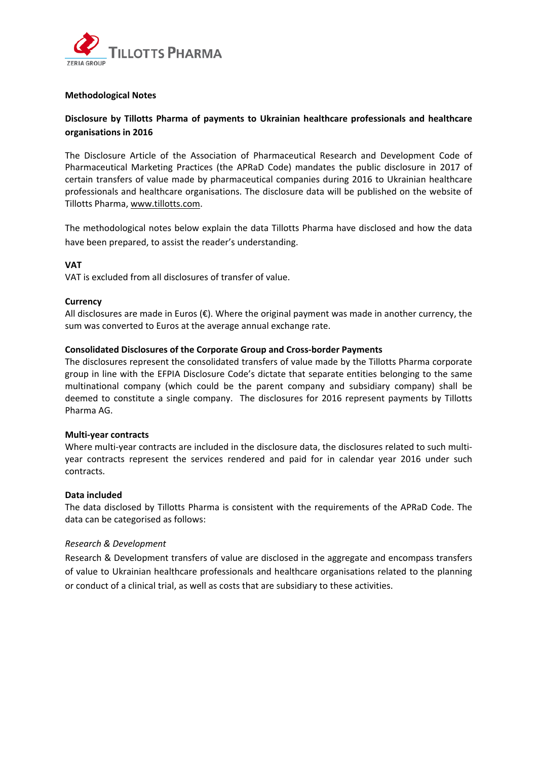**Methodological Notes**

**Disclosure by Tillotts Pharma of payments to Ukrainian healthcare professionals and healthcare organisations in 2016**

The Disclosure Article of the Association of Pharmaceutical Research and Development Code of Pharmaceutical Marketing Practices (the APRaD Code) mandates the public disclosure in 2017 of certain transfers of value made by pharmaceutical companies during 2016 to Ukrainian healthcare professionals and healthcare organisations. The disclosure data will be published on the website of Tillotts Pharma, www.tillotts.com.

The methodological notes below explain the data Tillotts Pharma have disclosed and how the data have been prepared, to assist the reader's understanding.

**VAT**

VAT is excluded from all disclosures of transfer of value.

**Currency**

All disclosures are made in Euros (€). Where the original payment was made in another currency, the sum was converted to Euros at the average annual exchange rate.

**Consolidated Disclosures of the Corporate Group and Cross-border Payments**

The disclosures represent the consolidated transfers of value made by the Tillotts Pharma corporate group in line with the EFPIA Disclosure Code's dictate that separate entities belonging to the same multinational company (which could be the parent company and subsidiary company) shall be deemed to constitute a single company. The disclosures for 2016 represent payments by Tillotts Pharma AG.

**Multi-year contracts**

Where multi-year contracts are included in the disclosure data, the disclosures related to such multi-year contracts represent the services rendered and paid for in calendar year 2016 under such contracts.

**Data included**

The data disclosed by Tillotts Pharma is consistent with the requirements of the APRaD Code. The data can be categorised as follows:

*Research & Development*

Research & Development transfers of value are disclosed in the aggregate and encompass transfers of value to Ukrainian healthcare professionals and healthcare organisations related to the planning or conduct of a clinical trial, as well as costs that are subsidiary to these activities.